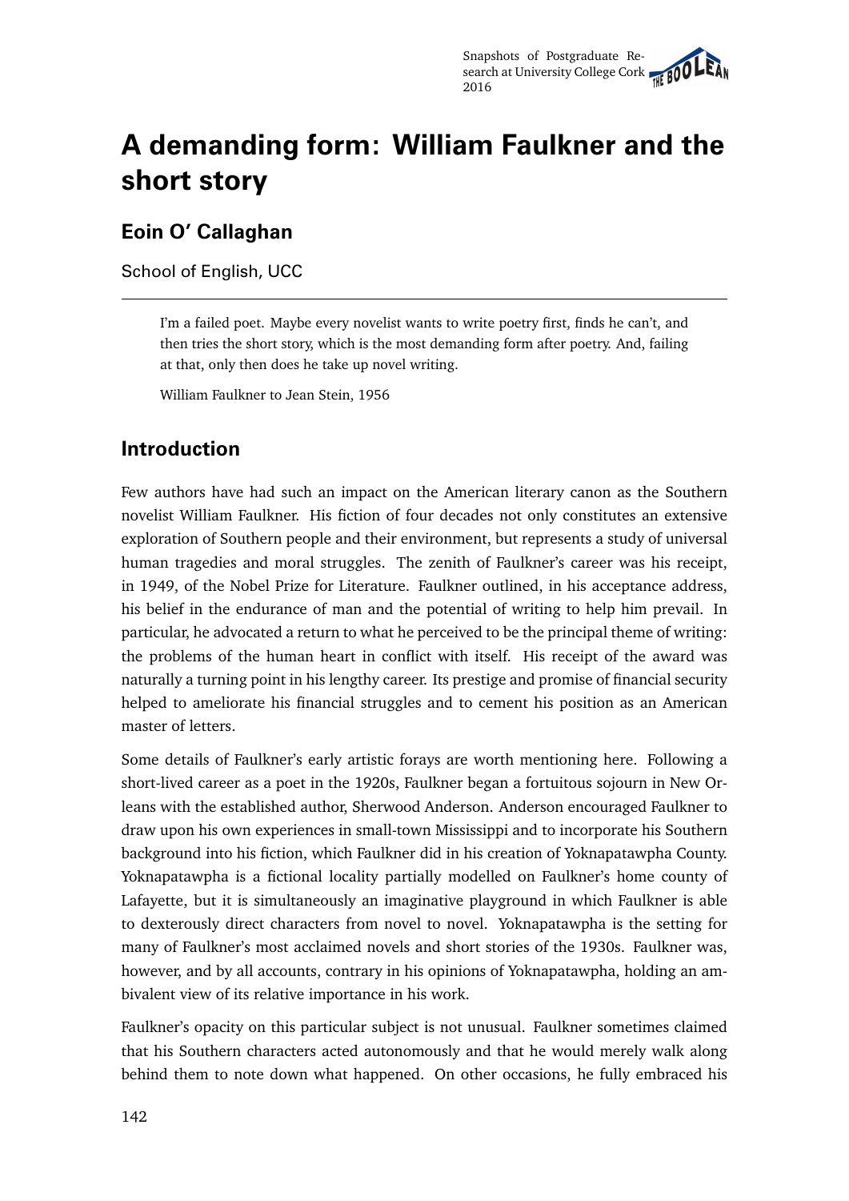# A demanding form: William Faulkner and the short story

## Eoin O' Callaghan

School of English, UCC

---

> I'm a failed poet. Maybe every novelist wants to write poetry first, finds he can't, and then tries the short story, which is the most demanding form after poetry. And, failing at that, only then does he take up novel writing.
>
> William Faulkner to Jean Stein, 1956

## Introduction

Few authors have had such an impact on the American literary canon as the Southern novelist William Faulkner. His fiction of four decades not only constitutes an extensive exploration of Southern people and their environment, but represents a study of universal human tragedies and moral struggles. The zenith of Faulkner's career was his receipt, in 1949, of the Nobel Prize for Literature. Faulkner outlined, in his acceptance address, his belief in the endurance of man and the potential of writing to help him prevail. In particular, he advocated a return to what he perceived to be the principal theme of writing: the problems of the human heart in conflict with itself. His receipt of the award was naturally a turning point in his lengthy career. Its prestige and promise of financial security helped to ameliorate his financial struggles and to cement his position as an American master of letters.

Some details of Faulkner's early artistic forays are worth mentioning here. Following a short-lived career as a poet in the 1920s, Faulkner began a fortuitous sojourn in New Orleans with the established author, Sherwood Anderson. Anderson encouraged Faulkner to draw upon his own experiences in small-town Mississippi and to incorporate his Southern background into his fiction, which Faulkner did in his creation of Yoknapatawpha County. Yoknapatawpha is a fictional locality partially modelled on Faulkner's home county of Lafayette, but it is simultaneously an imaginative playground in which Faulkner is able to dexterously direct characters from novel to novel. Yoknapatawpha is the setting for many of Faulkner's most acclaimed novels and short stories of the 1930s. Faulkner was, however, and by all accounts, contrary in his opinions of Yoknapatawpha, holding an ambivalent view of its relative importance in his work.

Faulkner's opacity on this particular subject is not unusual. Faulkner sometimes claimed that his Southern characters acted autonomously and that he would merely walk along behind them to note down what happened. On other occasions, he fully embraced his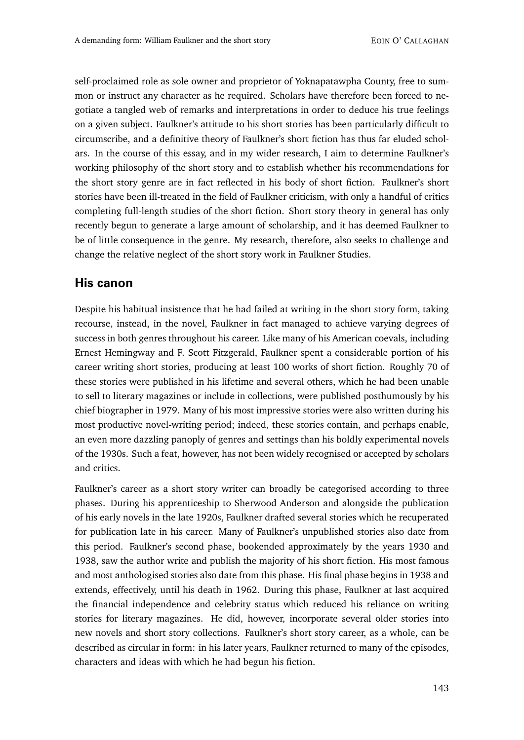self-proclaimed role as sole owner and proprietor of Yoknapatawpha County, free to summon or instruct any character as he required. Scholars have therefore been forced to negotiate a tangled web of remarks and interpretations in order to deduce his true feelings on a given subject. Faulkner's attitude to his short stories has been particularly difficult to circumscribe, and a definitive theory of Faulkner's short fiction has thus far eluded scholars. In the course of this essay, and in my wider research, I aim to determine Faulkner's working philosophy of the short story and to establish whether his recommendations for the short story genre are in fact reflected in his body of short fiction. Faulkner's short stories have been ill-treated in the field of Faulkner criticism, with only a handful of critics completing full-length studies of the short fiction. Short story theory in general has only recently begun to generate a large amount of scholarship, and it has deemed Faulkner to be of little consequence in the genre. My research, therefore, also seeks to challenge and change the relative neglect of the short story work in Faulkner Studies.

## His canon

Despite his habitual insistence that he had failed at writing in the short story form, taking recourse, instead, in the novel, Faulkner in fact managed to achieve varying degrees of success in both genres throughout his career. Like many of his American coevals, including Ernest Hemingway and F. Scott Fitzgerald, Faulkner spent a considerable portion of his career writing short stories, producing at least 100 works of short fiction. Roughly 70 of these stories were published in his lifetime and several others, which he had been unable to sell to literary magazines or include in collections, were published posthumously by his chief biographer in 1979. Many of his most impressive stories were also written during his most productive novel-writing period; indeed, these stories contain, and perhaps enable, an even more dazzling panoply of genres and settings than his boldly experimental novels of the 1930s. Such a feat, however, has not been widely recognised or accepted by scholars and critics.

Faulkner's career as a short story writer can broadly be categorised according to three phases. During his apprenticeship to Sherwood Anderson and alongside the publication of his early novels in the late 1920s, Faulkner drafted several stories which he recuperated for publication late in his career. Many of Faulkner's unpublished stories also date from this period. Faulkner's second phase, bookended approximately by the years 1930 and 1938, saw the author write and publish the majority of his short fiction. His most famous and most anthologised stories also date from this phase. His final phase begins in 1938 and extends, effectively, until his death in 1962. During this phase, Faulkner at last acquired the financial independence and celebrity status which reduced his reliance on writing stories for literary magazines. He did, however, incorporate several older stories into new novels and short story collections. Faulkner's short story career, as a whole, can be described as circular in form: in his later years, Faulkner returned to many of the episodes, characters and ideas with which he had begun his fiction.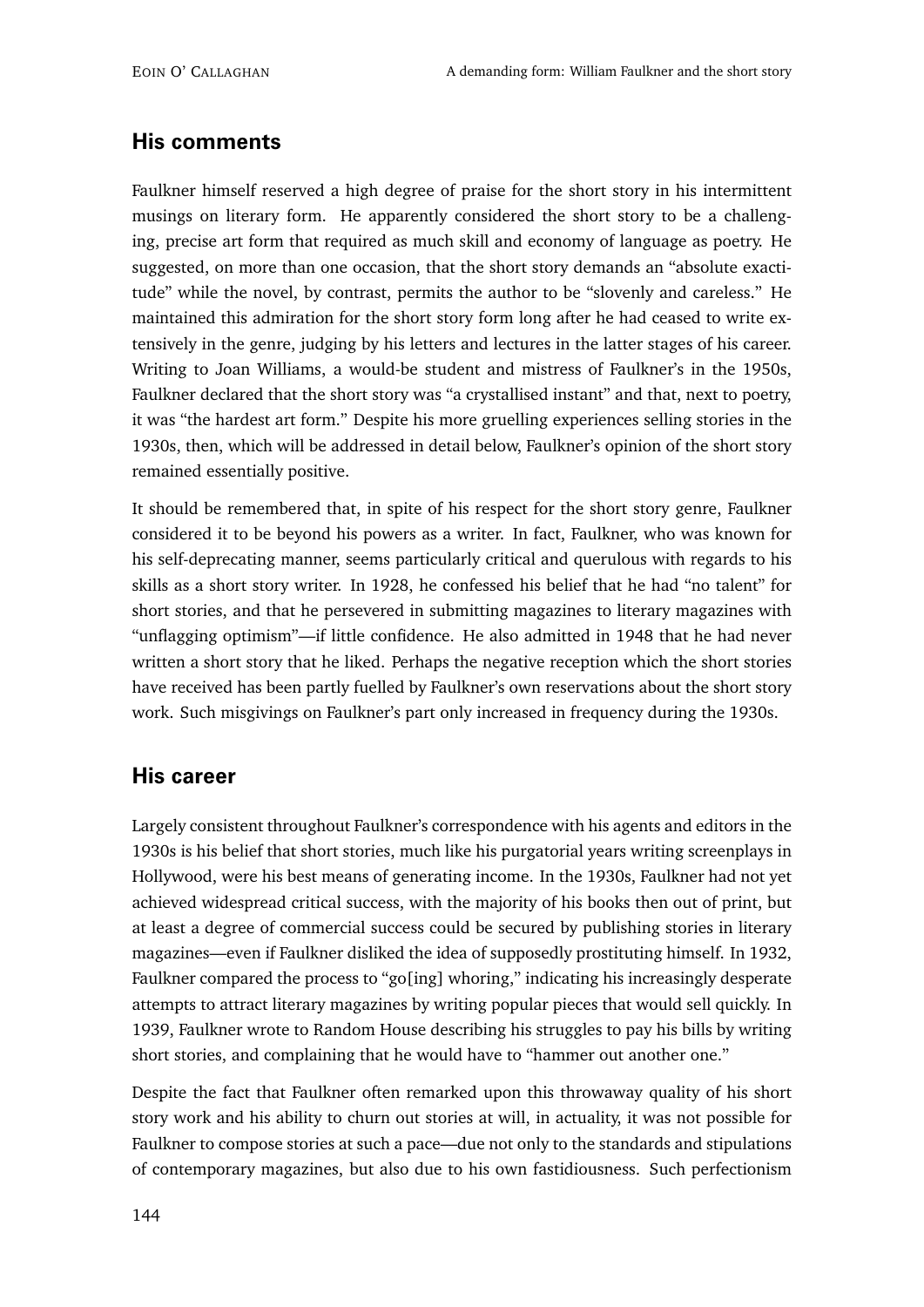## His comments

Faulkner himself reserved a high degree of praise for the short story in his intermittent musings on literary form. He apparently considered the short story to be a challenging, precise art form that required as much skill and economy of language as poetry. He suggested, on more than one occasion, that the short story demands an "absolute exactitude" while the novel, by contrast, permits the author to be "slovenly and careless." He maintained this admiration for the short story form long after he had ceased to write extensively in the genre, judging by his letters and lectures in the latter stages of his career. Writing to Joan Williams, a would-be student and mistress of Faulkner's in the 1950s, Faulkner declared that the short story was "a crystallised instant" and that, next to poetry, it was "the hardest art form." Despite his more gruelling experiences selling stories in the 1930s, then, which will be addressed in detail below, Faulkner's opinion of the short story remained essentially positive.

It should be remembered that, in spite of his respect for the short story genre, Faulkner considered it to be beyond his powers as a writer. In fact, Faulkner, who was known for his self-deprecating manner, seems particularly critical and querulous with regards to his skills as a short story writer. In 1928, he confessed his belief that he had "no talent" for short stories, and that he persevered in submitting magazines to literary magazines with "unflagging optimism"—if little confidence. He also admitted in 1948 that he had never written a short story that he liked. Perhaps the negative reception which the short stories have received has been partly fuelled by Faulkner's own reservations about the short story work. Such misgivings on Faulkner's part only increased in frequency during the 1930s.

## His career

Largely consistent throughout Faulkner's correspondence with his agents and editors in the 1930s is his belief that short stories, much like his purgatorial years writing screenplays in Hollywood, were his best means of generating income. In the 1930s, Faulkner had not yet achieved widespread critical success, with the majority of his books then out of print, but at least a degree of commercial success could be secured by publishing stories in literary magazines—even if Faulkner disliked the idea of supposedly prostituting himself. In 1932, Faulkner compared the process to "go[ing] whoring," indicating his increasingly desperate attempts to attract literary magazines by writing popular pieces that would sell quickly. In 1939, Faulkner wrote to Random House describing his struggles to pay his bills by writing short stories, and complaining that he would have to "hammer out another one."

Despite the fact that Faulkner often remarked upon this throwaway quality of his short story work and his ability to churn out stories at will, in actuality, it was not possible for Faulkner to compose stories at such a pace—due not only to the standards and stipulations of contemporary magazines, but also due to his own fastidiousness. Such perfectionism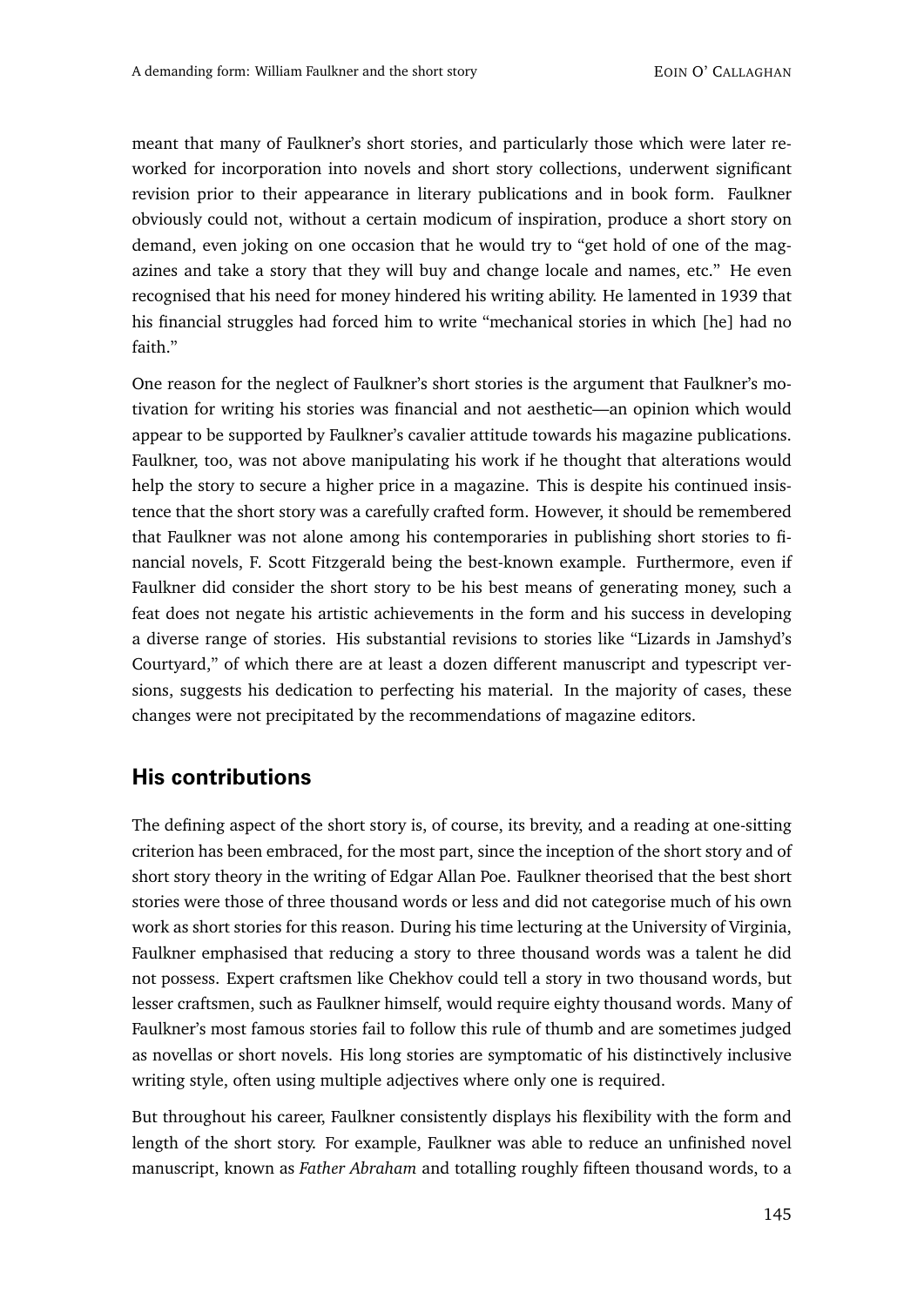meant that many of Faulkner's short stories, and particularly those which were later reworked for incorporation into novels and short story collections, underwent significant revision prior to their appearance in literary publications and in book form. Faulkner obviously could not, without a certain modicum of inspiration, produce a short story on demand, even joking on one occasion that he would try to "get hold of one of the magazines and take a story that they will buy and change locale and names, etc." He even recognised that his need for money hindered his writing ability. He lamented in 1939 that his financial struggles had forced him to write "mechanical stories in which [he] had no faith."

One reason for the neglect of Faulkner's short stories is the argument that Faulkner's motivation for writing his stories was financial and not aesthetic—an opinion which would appear to be supported by Faulkner's cavalier attitude towards his magazine publications. Faulkner, too, was not above manipulating his work if he thought that alterations would help the story to secure a higher price in a magazine. This is despite his continued insistence that the short story was a carefully crafted form. However, it should be remembered that Faulkner was not alone among his contemporaries in publishing short stories to financial novels, F. Scott Fitzgerald being the best-known example. Furthermore, even if Faulkner did consider the short story to be his best means of generating money, such a feat does not negate his artistic achievements in the form and his success in developing a diverse range of stories. His substantial revisions to stories like "Lizards in Jamshyd's Courtyard," of which there are at least a dozen different manuscript and typescript versions, suggests his dedication to perfecting his material. In the majority of cases, these changes were not precipitated by the recommendations of magazine editors.

## His contributions

The defining aspect of the short story is, of course, its brevity, and a reading at one-sitting criterion has been embraced, for the most part, since the inception of the short story and of short story theory in the writing of Edgar Allan Poe. Faulkner theorised that the best short stories were those of three thousand words or less and did not categorise much of his own work as short stories for this reason. During his time lecturing at the University of Virginia, Faulkner emphasised that reducing a story to three thousand words was a talent he did not possess. Expert craftsmen like Chekhov could tell a story in two thousand words, but lesser craftsmen, such as Faulkner himself, would require eighty thousand words. Many of Faulkner's most famous stories fail to follow this rule of thumb and are sometimes judged as novellas or short novels. His long stories are symptomatic of his distinctively inclusive writing style, often using multiple adjectives where only one is required.

But throughout his career, Faulkner consistently displays his flexibility with the form and length of the short story. For example, Faulkner was able to reduce an unfinished novel manuscript, known as *Father Abraham* and totalling roughly fifteen thousand words, to a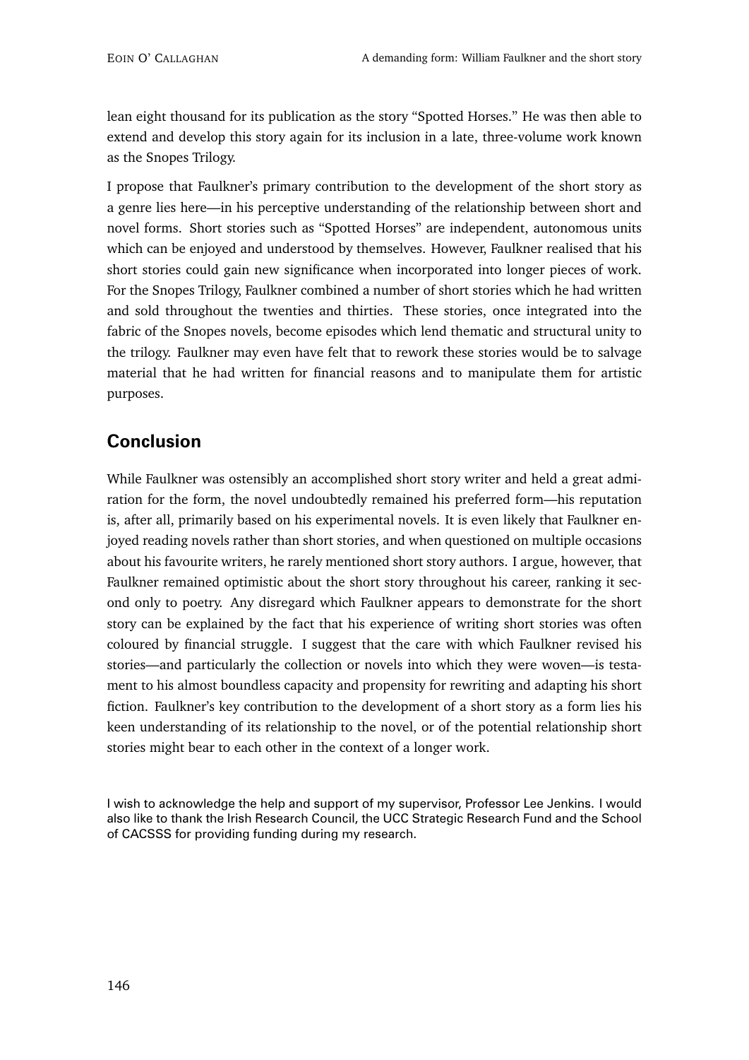lean eight thousand for its publication as the story "Spotted Horses." He was then able to extend and develop this story again for its inclusion in a late, three-volume work known as the Snopes Trilogy.

I propose that Faulkner's primary contribution to the development of the short story as a genre lies here—in his perceptive understanding of the relationship between short and novel forms. Short stories such as "Spotted Horses" are independent, autonomous units which can be enjoyed and understood by themselves. However, Faulkner realised that his short stories could gain new significance when incorporated into longer pieces of work. For the Snopes Trilogy, Faulkner combined a number of short stories which he had written and sold throughout the twenties and thirties. These stories, once integrated into the fabric of the Snopes novels, become episodes which lend thematic and structural unity to the trilogy. Faulkner may even have felt that to rework these stories would be to salvage material that he had written for financial reasons and to manipulate them for artistic purposes.

## Conclusion

While Faulkner was ostensibly an accomplished short story writer and held a great admiration for the form, the novel undoubtedly remained his preferred form—his reputation is, after all, primarily based on his experimental novels. It is even likely that Faulkner enjoyed reading novels rather than short stories, and when questioned on multiple occasions about his favourite writers, he rarely mentioned short story authors. I argue, however, that Faulkner remained optimistic about the short story throughout his career, ranking it second only to poetry. Any disregard which Faulkner appears to demonstrate for the short story can be explained by the fact that his experience of writing short stories was often coloured by financial struggle. I suggest that the care with which Faulkner revised his stories—and particularly the collection or novels into which they were woven—is testament to his almost boundless capacity and propensity for rewriting and adapting his short fiction. Faulkner's key contribution to the development of a short story as a form lies his keen understanding of its relationship to the novel, or of the potential relationship short stories might bear to each other in the context of a longer work.

I wish to acknowledge the help and support of my supervisor, Professor Lee Jenkins. I would also like to thank the Irish Research Council, the UCC Strategic Research Fund and the School of CACSSS for providing funding during my research.